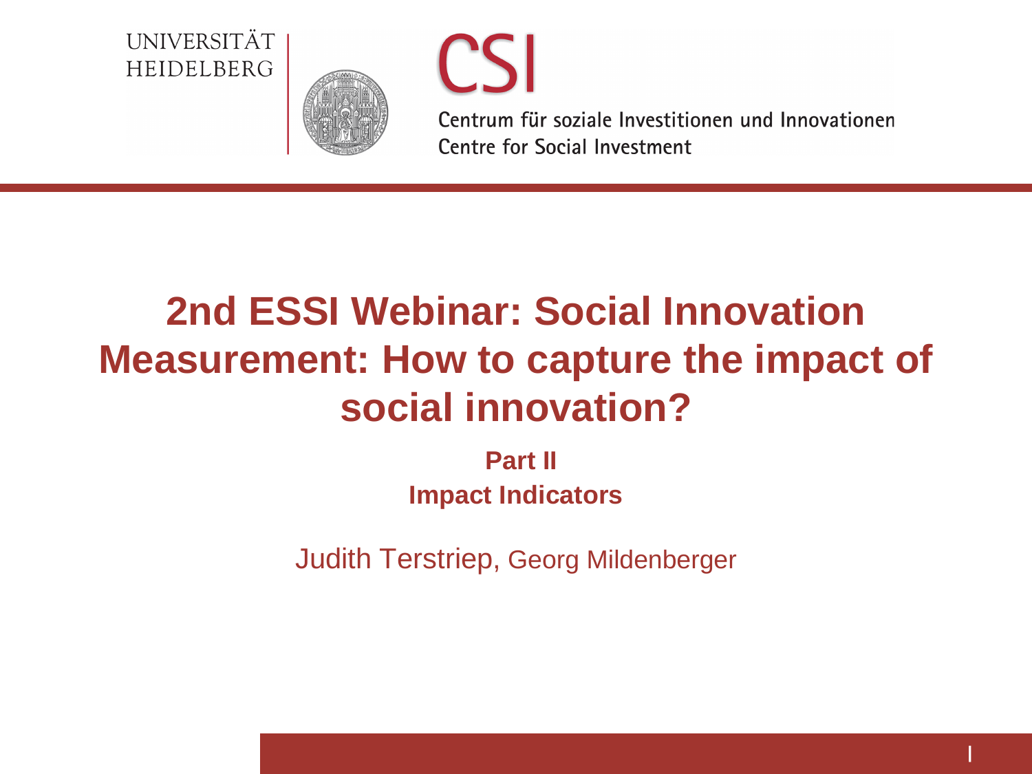UNIVERSITÄT HEIDELBERG

CSI

Centrum für soziale Investitionen und Innovationen
Centre for Social Investment

# 2nd ESSI Webinar: Social Innovation Measurement: How to capture the impact of social innovation?

**Part II**
**Impact Indicators**

Judith Terstriep, Georg Mildenberger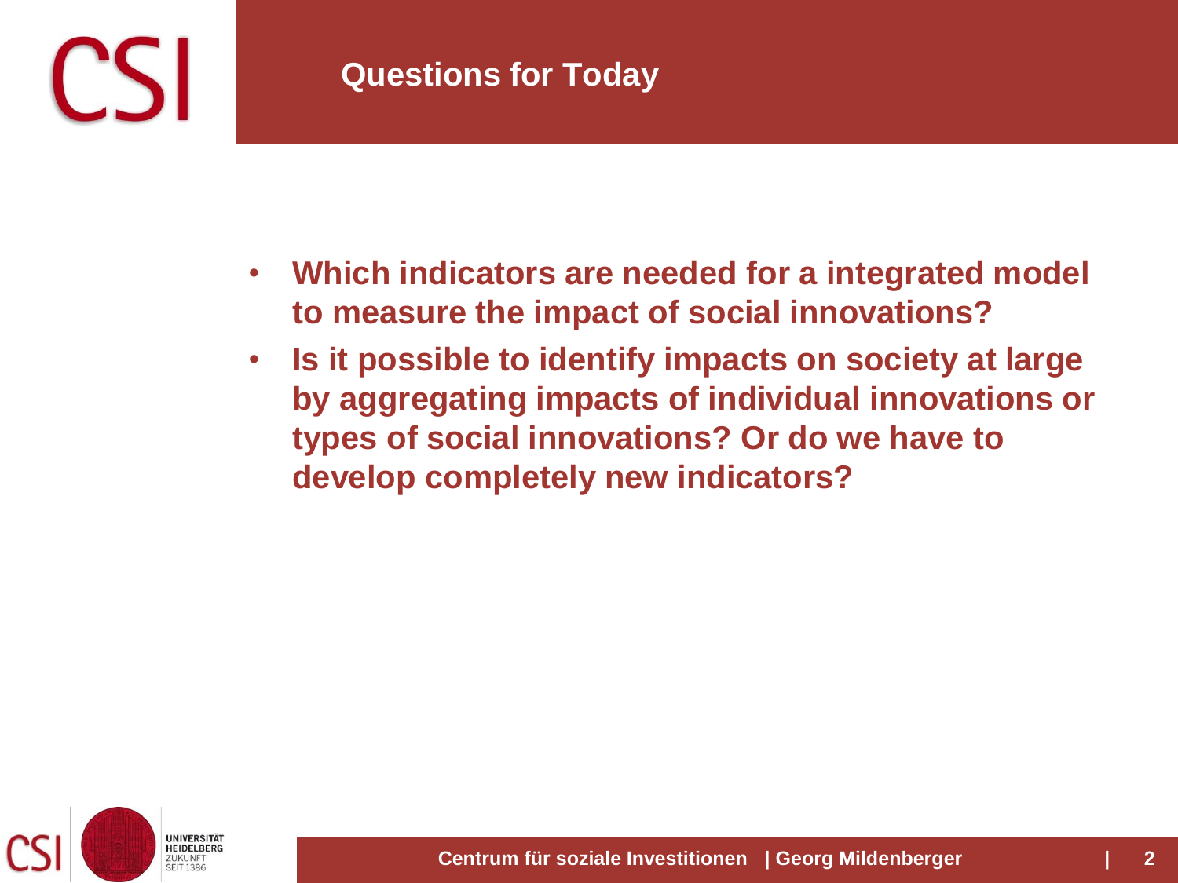# Questions for Today

- **Which indicators are needed for a integrated model to measure the impact of social innovations?**
- **Is it possible to identify impacts on society at large by aggregating impacts of individual innovations or types of social innovations? Or do we have to develop completely new indicators?**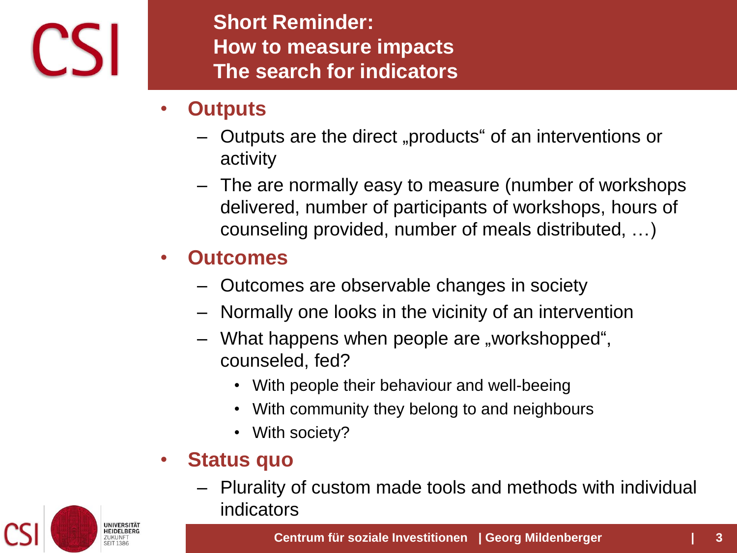# Short Reminder: How to measure impacts The search for indicators

- **Outputs**
  - Outputs are the direct „products“ of an interventions or activity
  - The are normally easy to measure (number of workshops delivered, number of participants of workshops, hours of counseling provided, number of meals distributed, …)
- **Outcomes**
  - Outcomes are observable changes in society
  - Normally one looks in the vicinity of an intervention
  - What happens when people are „workshopped“, counseled, fed?
    - With people their behaviour and well-beeing
    - With community they belong to and neighbours
    - With society?
- **Status quo**
  - Plurality of custom made tools and methods with individual indicators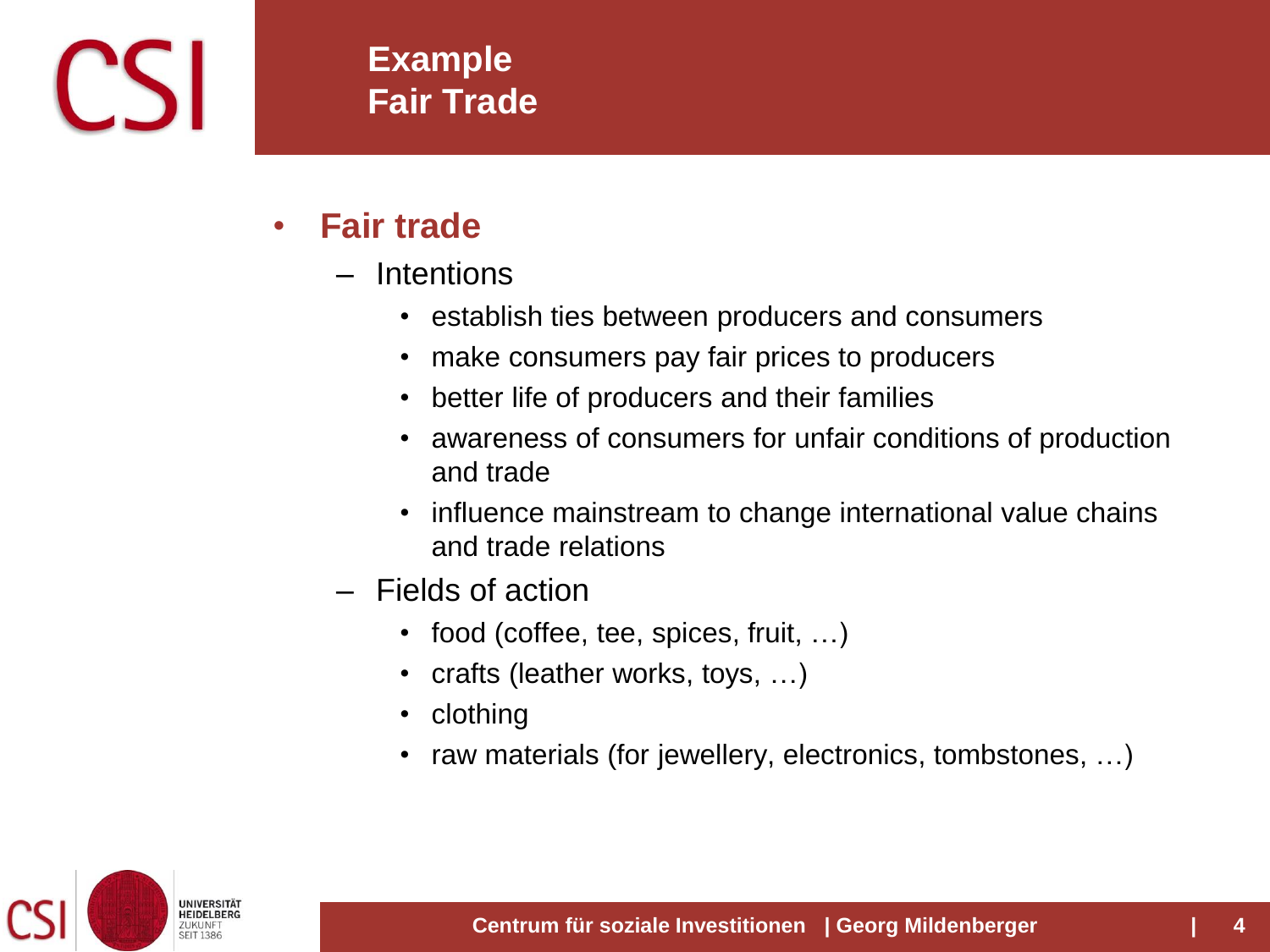# Example
# Fair Trade

- **Fair trade**
  - Intentions
    - establish ties between producers and consumers
    - make consumers pay fair prices to producers
    - better life of producers and their families
    - awareness of consumers for unfair conditions of production and trade
    - influence mainstream to change international value chains and trade relations
  - Fields of action
    - food (coffee, tee, spices, fruit, …)
    - crafts (leather works, toys, …)
    - clothing
    - raw materials (for jewellery, electronics, tombstones, …)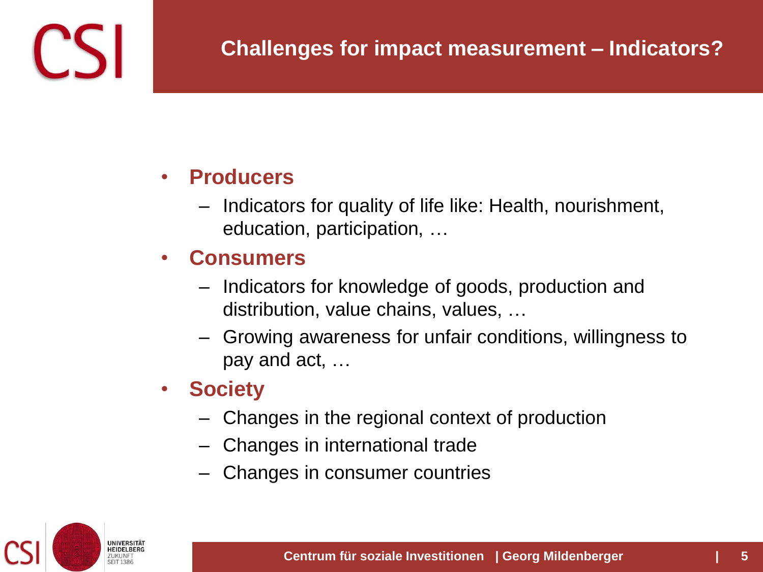# Challenges for impact measurement – Indicators?

- **Producers**
  - Indicators for quality of life like: Health, nourishment, education, participation, …
- **Consumers**
  - Indicators for knowledge of goods, production and distribution, value chains, values, …
  - Growing awareness for unfair conditions, willingness to pay and act, …
- **Society**
  - Changes in the regional context of production
  - Changes in international trade
  - Changes in consumer countries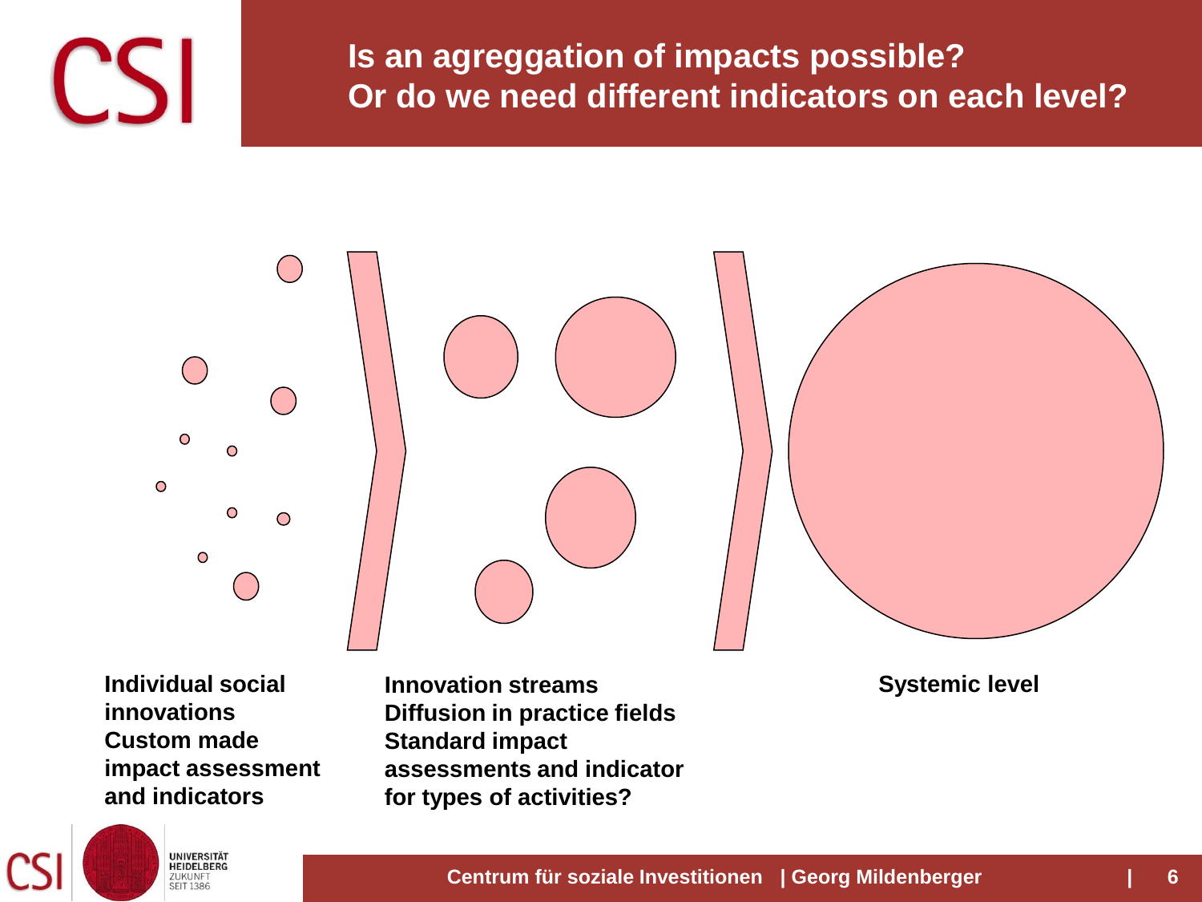# Is an agreggation of impacts possible?
# Or do we need different indicators on each level?

**Individual social innovations**
**Custom made impact assessment and indicators**

**Innovation streams**
**Diffusion in practice fields**
**Standard impact assessments and indicator for types of activities?**

**Systemic level**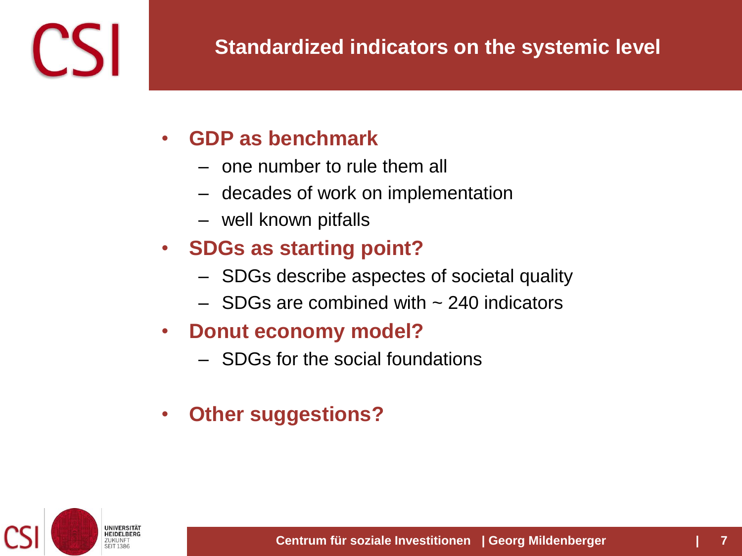## Standardized indicators on the systemic level

- **GDP as benchmark**
  - one number to rule them all
  - decades of work on implementation
  - well known pitfalls
- **SDGs as starting point?**
  - SDGs describe aspectes of societal quality
  - SDGs are combined with ~ 240 indicators
- **Donut economy model?**
  - SDGs for the social foundations
- **Other suggestions?**